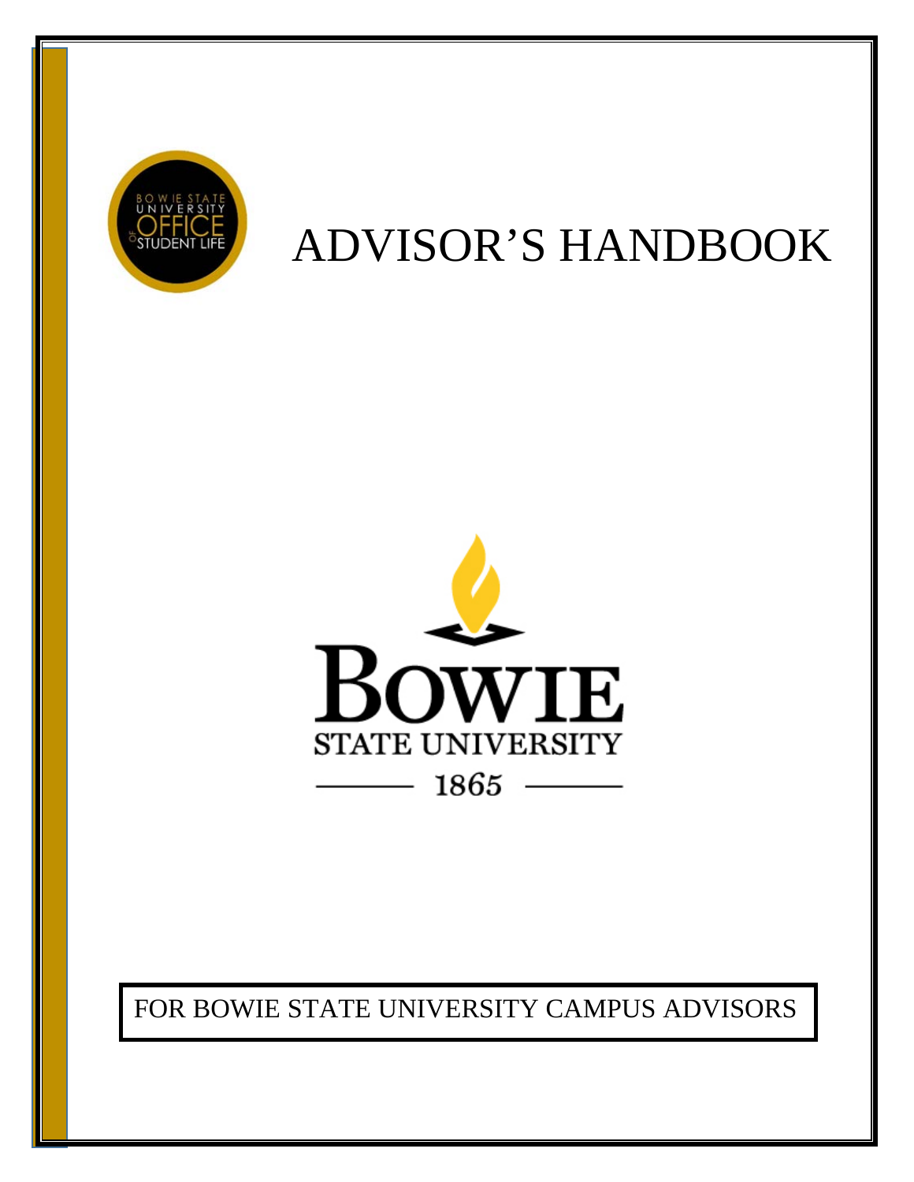BOWIE STATE UNIVERSITY OFFICE OF STUDENT LIFE

# ADVISOR'S HANDBOOK

BOWIE STATE UNIVERSITY

1865

FOR BOWIE STATE UNIVERSITY CAMPUS ADVISORS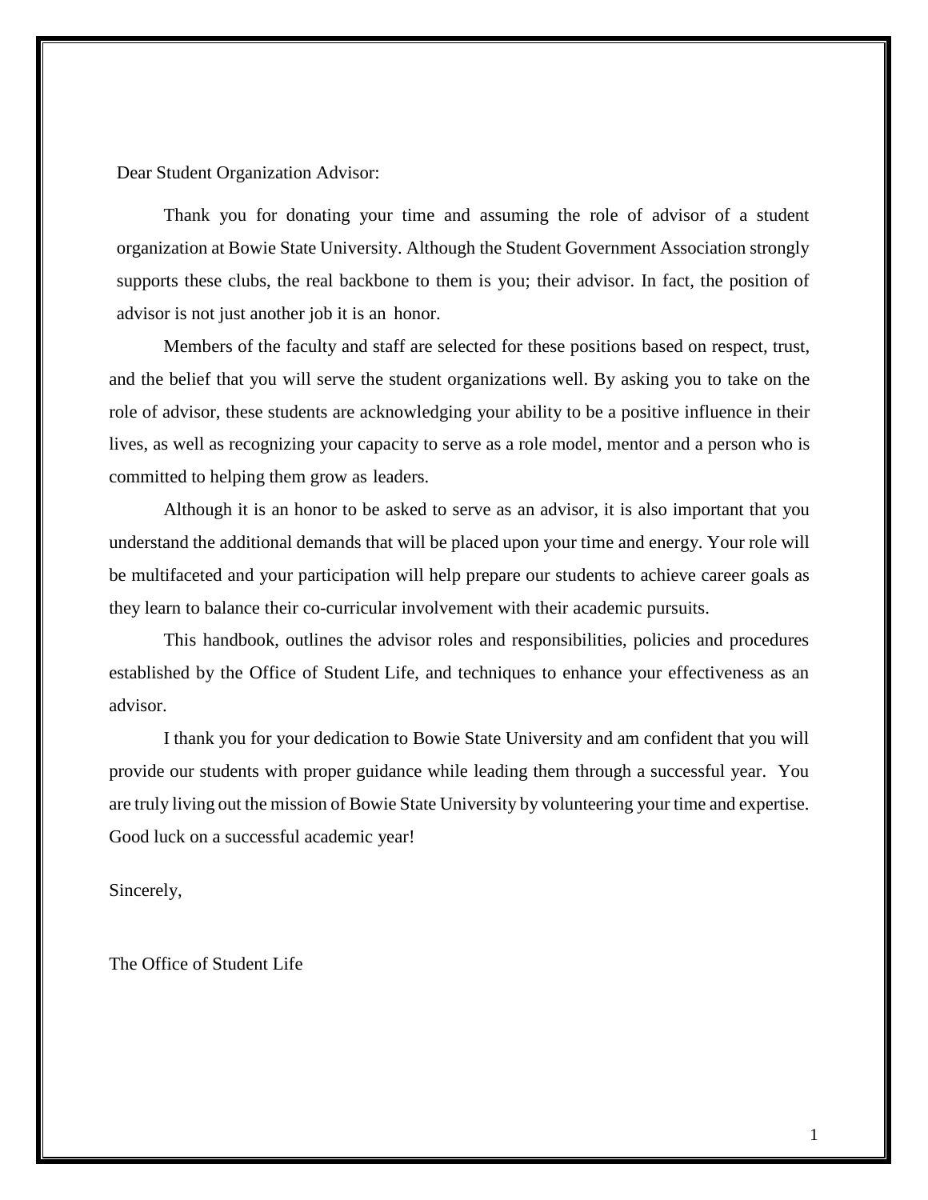Dear Student Organization Advisor:

Thank you for donating your time and assuming the role of advisor of a student organization at Bowie State University. Although the Student Government Association strongly supports these clubs, the real backbone to them is you; their advisor. In fact, the position of advisor is not just another job it is an honor.

Members of the faculty and staff are selected for these positions based on respect, trust, and the belief that you will serve the student organizations well. By asking you to take on the role of advisor, these students are acknowledging your ability to be a positive influence in their lives, as well as recognizing your capacity to serve as a role model, mentor and a person who is committed to helping them grow as leaders.

Although it is an honor to be asked to serve as an advisor, it is also important that you understand the additional demands that will be placed upon your time and energy. Your role will be multifaceted and your participation will help prepare our students to achieve career goals as they learn to balance their co-curricular involvement with their academic pursuits.

This handbook, outlines the advisor roles and responsibilities, policies and procedures established by the Office of Student Life, and techniques to enhance your effectiveness as an advisor.

I thank you for your dedication to Bowie State University and am confident that you will provide our students with proper guidance while leading them through a successful year. You are truly living out the mission of Bowie State University by volunteering your time and expertise. Good luck on a successful academic year!

Sincerely,

The Office of Student Life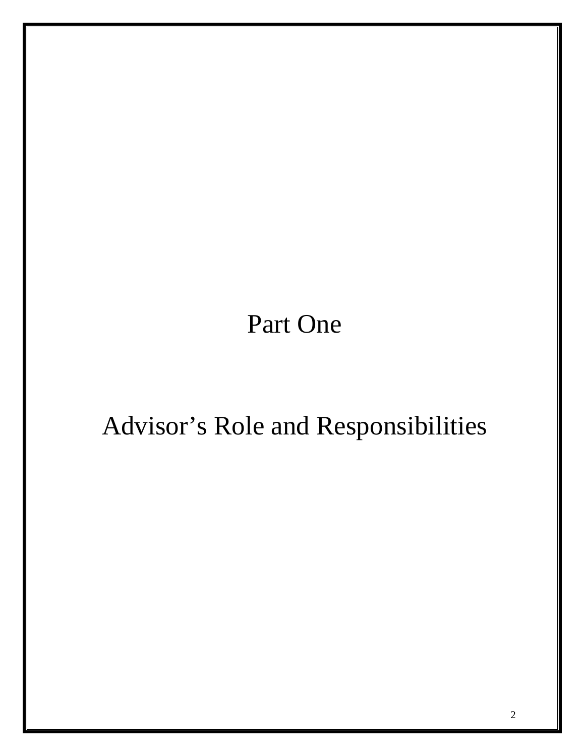# Part One

# Advisor's Role and Responsibilities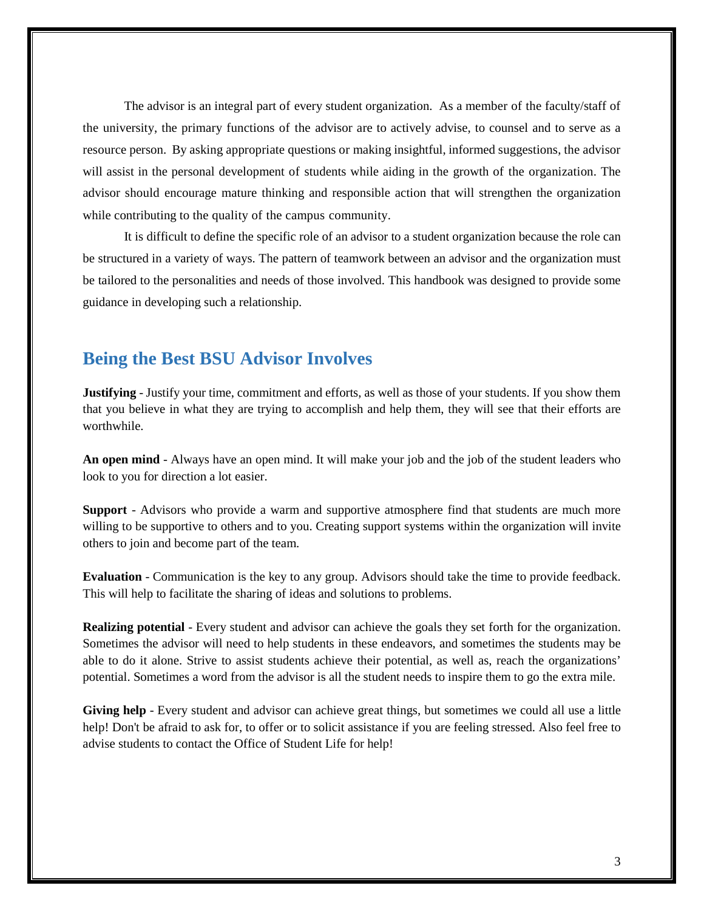The advisor is an integral part of every student organization. As a member of the faculty/staff of the university, the primary functions of the advisor are to actively advise, to counsel and to serve as a resource person. By asking appropriate questions or making insightful, informed suggestions, the advisor will assist in the personal development of students while aiding in the growth of the organization. The advisor should encourage mature thinking and responsible action that will strengthen the organization while contributing to the quality of the campus community.

It is difficult to define the specific role of an advisor to a student organization because the role can be structured in a variety of ways. The pattern of teamwork between an advisor and the organization must be tailored to the personalities and needs of those involved. This handbook was designed to provide some guidance in developing such a relationship.

## Being the Best BSU Advisor Involves

**Justifying** - Justify your time, commitment and efforts, as well as those of your students. If you show them that you believe in what they are trying to accomplish and help them, they will see that their efforts are worthwhile.

**An open mind** - Always have an open mind. It will make your job and the job of the student leaders who look to you for direction a lot easier.

**Support** - Advisors who provide a warm and supportive atmosphere find that students are much more willing to be supportive to others and to you. Creating support systems within the organization will invite others to join and become part of the team.

**Evaluation** - Communication is the key to any group. Advisors should take the time to provide feedback. This will help to facilitate the sharing of ideas and solutions to problems.

**Realizing potential** - Every student and advisor can achieve the goals they set forth for the organization. Sometimes the advisor will need to help students in these endeavors, and sometimes the students may be able to do it alone. Strive to assist students achieve their potential, as well as, reach the organizations' potential. Sometimes a word from the advisor is all the student needs to inspire them to go the extra mile.

**Giving help** - Every student and advisor can achieve great things, but sometimes we could all use a little help! Don't be afraid to ask for, to offer or to solicit assistance if you are feeling stressed. Also feel free to advise students to contact the Office of Student Life for help!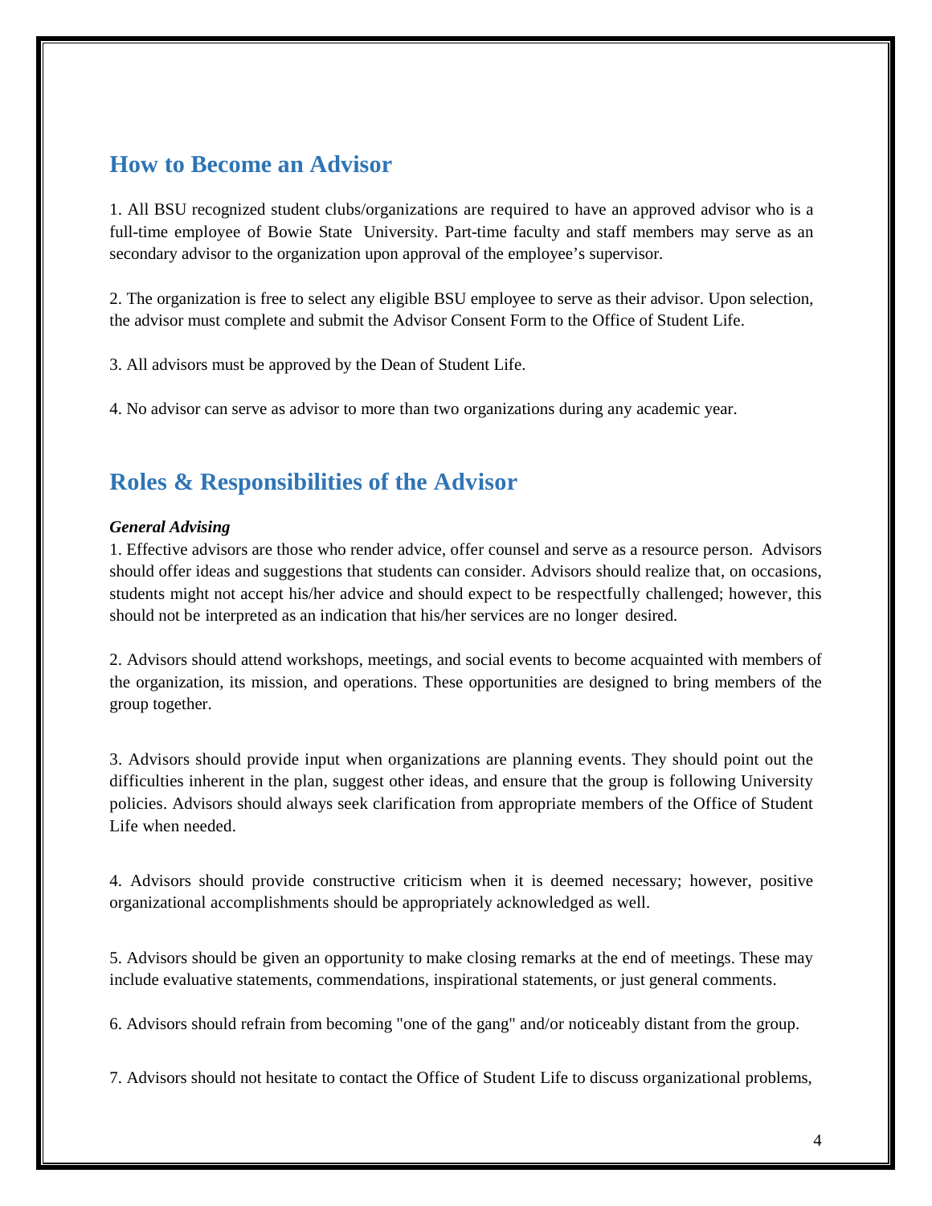## How to Become an Advisor

1. All BSU recognized student clubs/organizations are required to have an approved advisor who is a full-time employee of Bowie State University. Part-time faculty and staff members may serve as an secondary advisor to the organization upon approval of the employee's supervisor.

2. The organization is free to select any eligible BSU employee to serve as their advisor. Upon selection, the advisor must complete and submit the Advisor Consent Form to the Office of Student Life.

3. All advisors must be approved by the Dean of Student Life.

4. No advisor can serve as advisor to more than two organizations during any academic year.

## Roles & Responsibilities of the Advisor

***General Advising***

1. Effective advisors are those who render advice, offer counsel and serve as a resource person. Advisors should offer ideas and suggestions that students can consider. Advisors should realize that, on occasions, students might not accept his/her advice and should expect to be respectfully challenged; however, this should not be interpreted as an indication that his/her services are no longer desired.

2. Advisors should attend workshops, meetings, and social events to become acquainted with members of the organization, its mission, and operations. These opportunities are designed to bring members of the group together.

3. Advisors should provide input when organizations are planning events. They should point out the difficulties inherent in the plan, suggest other ideas, and ensure that the group is following University policies. Advisors should always seek clarification from appropriate members of the Office of Student Life when needed.

4. Advisors should provide constructive criticism when it is deemed necessary; however, positive organizational accomplishments should be appropriately acknowledged as well.

5. Advisors should be given an opportunity to make closing remarks at the end of meetings. These may include evaluative statements, commendations, inspirational statements, or just general comments.

6. Advisors should refrain from becoming "one of the gang" and/or noticeably distant from the group.

7. Advisors should not hesitate to contact the Office of Student Life to discuss organizational problems,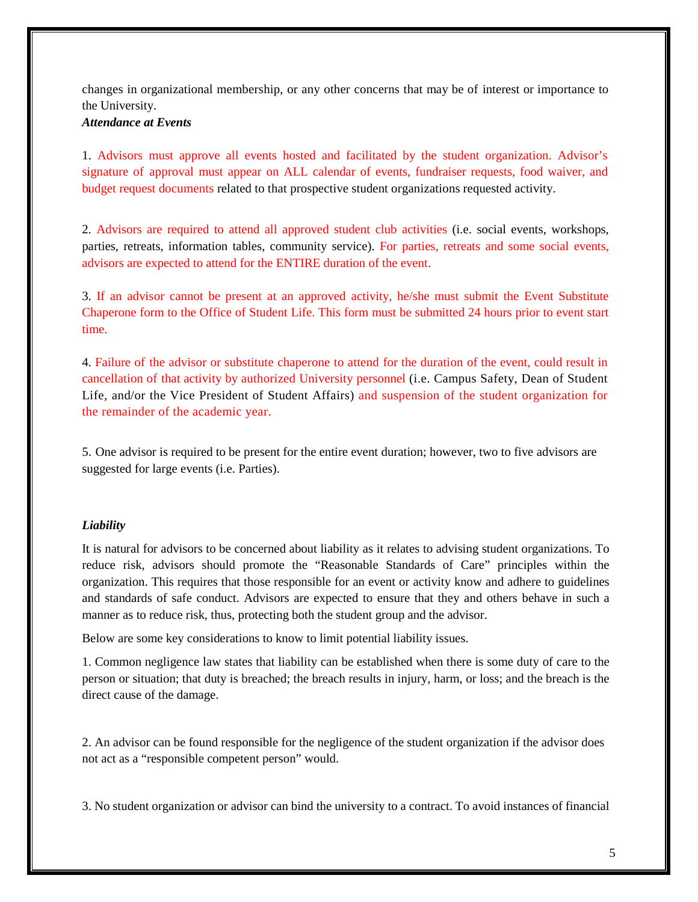changes in organizational membership, or any other concerns that may be of interest or importance to the University.

***Attendance at Events***

1. Advisors must approve all events hosted and facilitated by the student organization. Advisor's signature of approval must appear on ALL calendar of events, fundraiser requests, food waiver, and budget request documents related to that prospective student organizations requested activity.

2. Advisors are required to attend all approved student club activities (i.e. social events, workshops, parties, retreats, information tables, community service). For parties, retreats and some social events, advisors are expected to attend for the ENTIRE duration of the event.

3. If an advisor cannot be present at an approved activity, he/she must submit the Event Substitute Chaperone form to the Office of Student Life. This form must be submitted 24 hours prior to event start time.

4. Failure of the advisor or substitute chaperone to attend for the duration of the event, could result in cancellation of that activity by authorized University personnel (i.e. Campus Safety, Dean of Student Life, and/or the Vice President of Student Affairs) and suspension of the student organization for the remainder of the academic year.

5. One advisor is required to be present for the entire event duration; however, two to five advisors are suggested for large events (i.e. Parties).

***Liability***

It is natural for advisors to be concerned about liability as it relates to advising student organizations. To reduce risk, advisors should promote the "Reasonable Standards of Care" principles within the organization. This requires that those responsible for an event or activity know and adhere to guidelines and standards of safe conduct. Advisors are expected to ensure that they and others behave in such a manner as to reduce risk, thus, protecting both the student group and the advisor.

Below are some key considerations to know to limit potential liability issues.

1. Common negligence law states that liability can be established when there is some duty of care to the person or situation; that duty is breached; the breach results in injury, harm, or loss; and the breach is the direct cause of the damage.

2. An advisor can be found responsible for the negligence of the student organization if the advisor does not act as a "responsible competent person" would.

3. No student organization or advisor can bind the university to a contract. To avoid instances of financial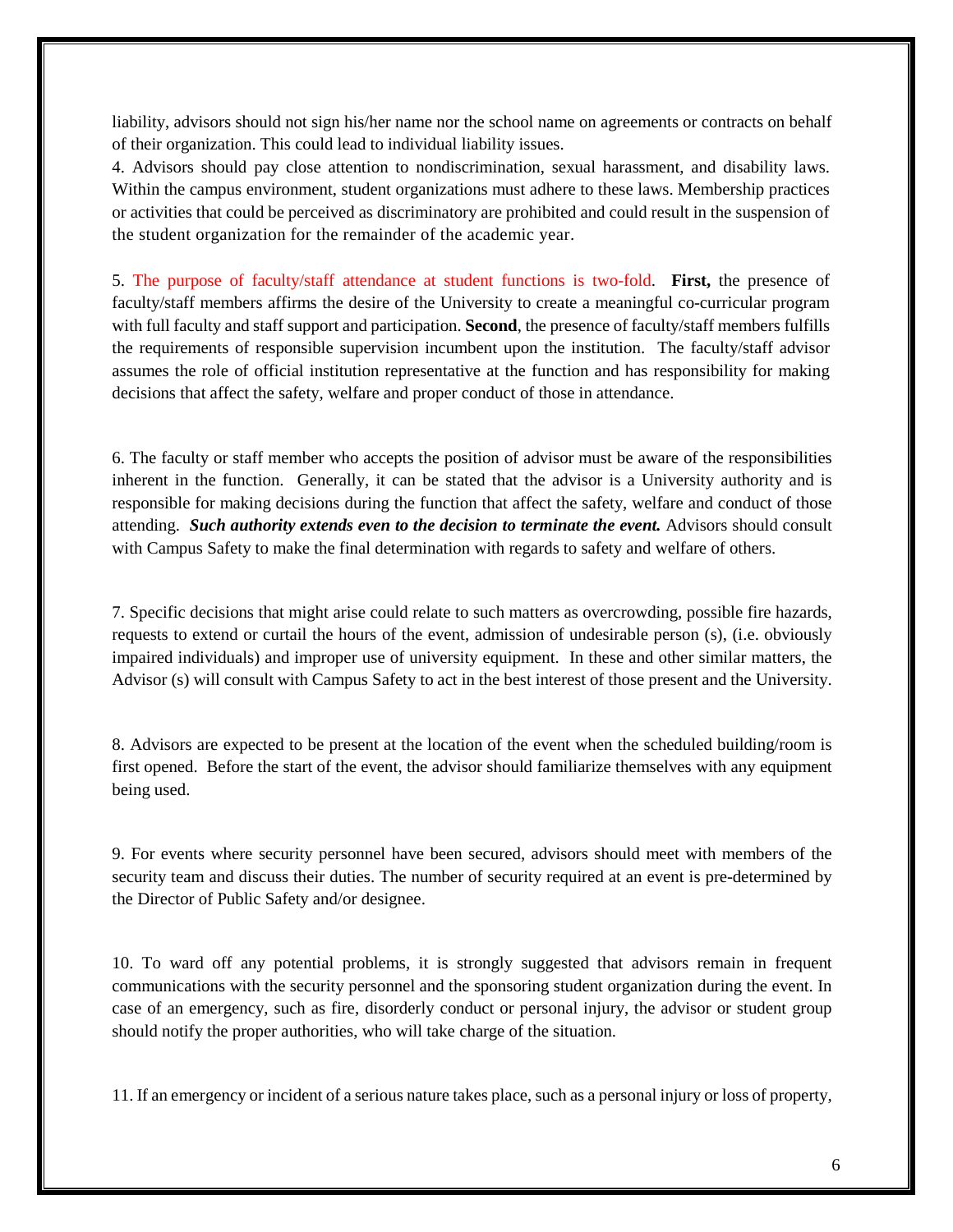liability, advisors should not sign his/her name nor the school name on agreements or contracts on behalf of their organization. This could lead to individual liability issues.

4. Advisors should pay close attention to nondiscrimination, sexual harassment, and disability laws. Within the campus environment, student organizations must adhere to these laws. Membership practices or activities that could be perceived as discriminatory are prohibited and could result in the suspension of the student organization for the remainder of the academic year.

5. The purpose of faculty/staff attendance at student functions is two-fold. **First,** the presence of faculty/staff members affirms the desire of the University to create a meaningful co-curricular program with full faculty and staff support and participation. **Second**, the presence of faculty/staff members fulfills the requirements of responsible supervision incumbent upon the institution. The faculty/staff advisor assumes the role of official institution representative at the function and has responsibility for making decisions that affect the safety, welfare and proper conduct of those in attendance.

6. The faculty or staff member who accepts the position of advisor must be aware of the responsibilities inherent in the function. Generally, it can be stated that the advisor is a University authority and is responsible for making decisions during the function that affect the safety, welfare and conduct of those attending. ***Such authority extends even to the decision to terminate the event.*** Advisors should consult with Campus Safety to make the final determination with regards to safety and welfare of others.

7. Specific decisions that might arise could relate to such matters as overcrowding, possible fire hazards, requests to extend or curtail the hours of the event, admission of undesirable person (s), (i.e. obviously impaired individuals) and improper use of university equipment. In these and other similar matters, the Advisor (s) will consult with Campus Safety to act in the best interest of those present and the University.

8. Advisors are expected to be present at the location of the event when the scheduled building/room is first opened. Before the start of the event, the advisor should familiarize themselves with any equipment being used.

9. For events where security personnel have been secured, advisors should meet with members of the security team and discuss their duties. The number of security required at an event is pre-determined by the Director of Public Safety and/or designee.

10. To ward off any potential problems, it is strongly suggested that advisors remain in frequent communications with the security personnel and the sponsoring student organization during the event. In case of an emergency, such as fire, disorderly conduct or personal injury, the advisor or student group should notify the proper authorities, who will take charge of the situation.

11. If an emergency or incident of a serious nature takes place, such as a personal injury or loss of property,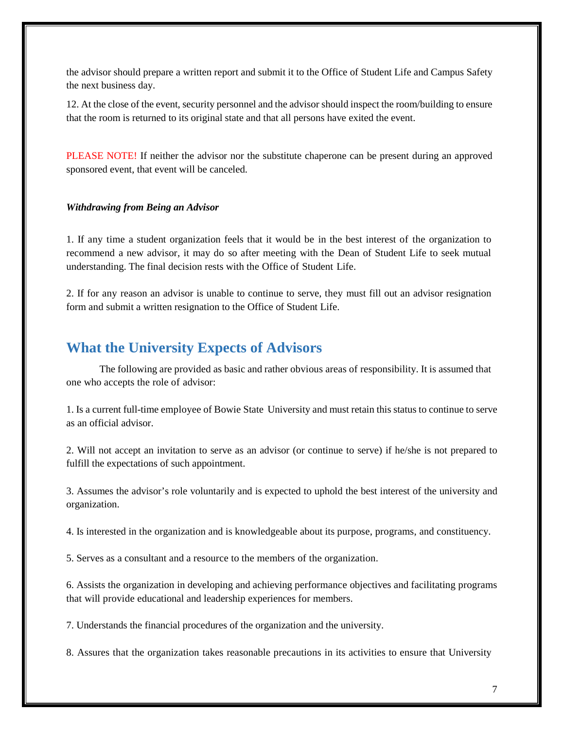the advisor should prepare a written report and submit it to the Office of Student Life and Campus Safety the next business day.

12. At the close of the event, security personnel and the advisor should inspect the room/building to ensure that the room is returned to its original state and that all persons have exited the event.

PLEASE NOTE! If neither the advisor nor the substitute chaperone can be present during an approved sponsored event, that event will be canceled.

***Withdrawing from Being an Advisor***

1. If any time a student organization feels that it would be in the best interest of the organization to recommend a new advisor, it may do so after meeting with the Dean of Student Life to seek mutual understanding. The final decision rests with the Office of Student Life.

2. If for any reason an advisor is unable to continue to serve, they must fill out an advisor resignation form and submit a written resignation to the Office of Student Life.

## What the University Expects of Advisors

The following are provided as basic and rather obvious areas of responsibility. It is assumed that one who accepts the role of advisor:

1. Is a current full-time employee of Bowie State University and must retain this status to continue to serve as an official advisor.

2. Will not accept an invitation to serve as an advisor (or continue to serve) if he/she is not prepared to fulfill the expectations of such appointment.

3. Assumes the advisor's role voluntarily and is expected to uphold the best interest of the university and organization.

4. Is interested in the organization and is knowledgeable about its purpose, programs, and constituency.

5. Serves as a consultant and a resource to the members of the organization.

6. Assists the organization in developing and achieving performance objectives and facilitating programs that will provide educational and leadership experiences for members.

7. Understands the financial procedures of the organization and the university.

8. Assures that the organization takes reasonable precautions in its activities to ensure that University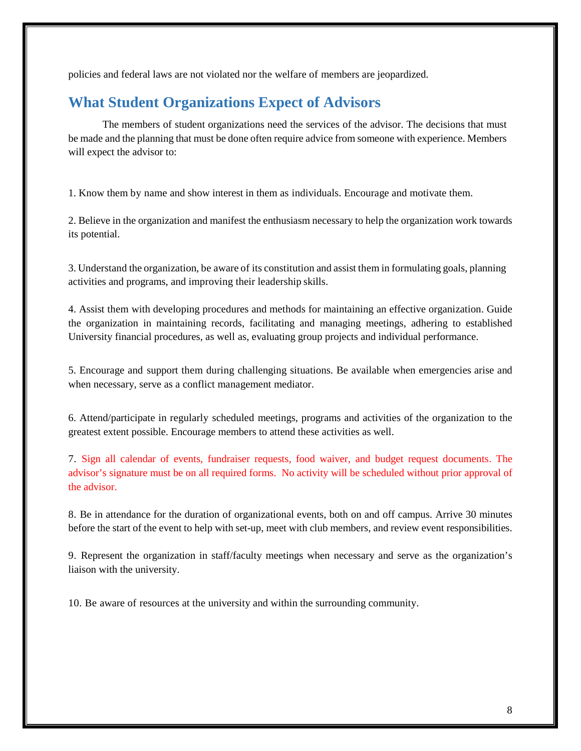policies and federal laws are not violated nor the welfare of members are jeopardized.

## What Student Organizations Expect of Advisors

The members of student organizations need the services of the advisor. The decisions that must be made and the planning that must be done often require advice from someone with experience. Members will expect the advisor to:

1. Know them by name and show interest in them as individuals. Encourage and motivate them.

2. Believe in the organization and manifest the enthusiasm necessary to help the organization work towards its potential.

3. Understand the organization, be aware of its constitution and assist them in formulating goals, planning activities and programs, and improving their leadership skills.

4. Assist them with developing procedures and methods for maintaining an effective organization. Guide the organization in maintaining records, facilitating and managing meetings, adhering to established University financial procedures, as well as, evaluating group projects and individual performance.

5. Encourage and support them during challenging situations. Be available when emergencies arise and when necessary, serve as a conflict management mediator.

6. Attend/participate in regularly scheduled meetings, programs and activities of the organization to the greatest extent possible. Encourage members to attend these activities as well.

7. Sign all calendar of events, fundraiser requests, food waiver, and budget request documents. The advisor's signature must be on all required forms. No activity will be scheduled without prior approval of the advisor.

8. Be in attendance for the duration of organizational events, both on and off campus. Arrive 30 minutes before the start of the event to help with set-up, meet with club members, and review event responsibilities.

9. Represent the organization in staff/faculty meetings when necessary and serve as the organization's liaison with the university.

10. Be aware of resources at the university and within the surrounding community.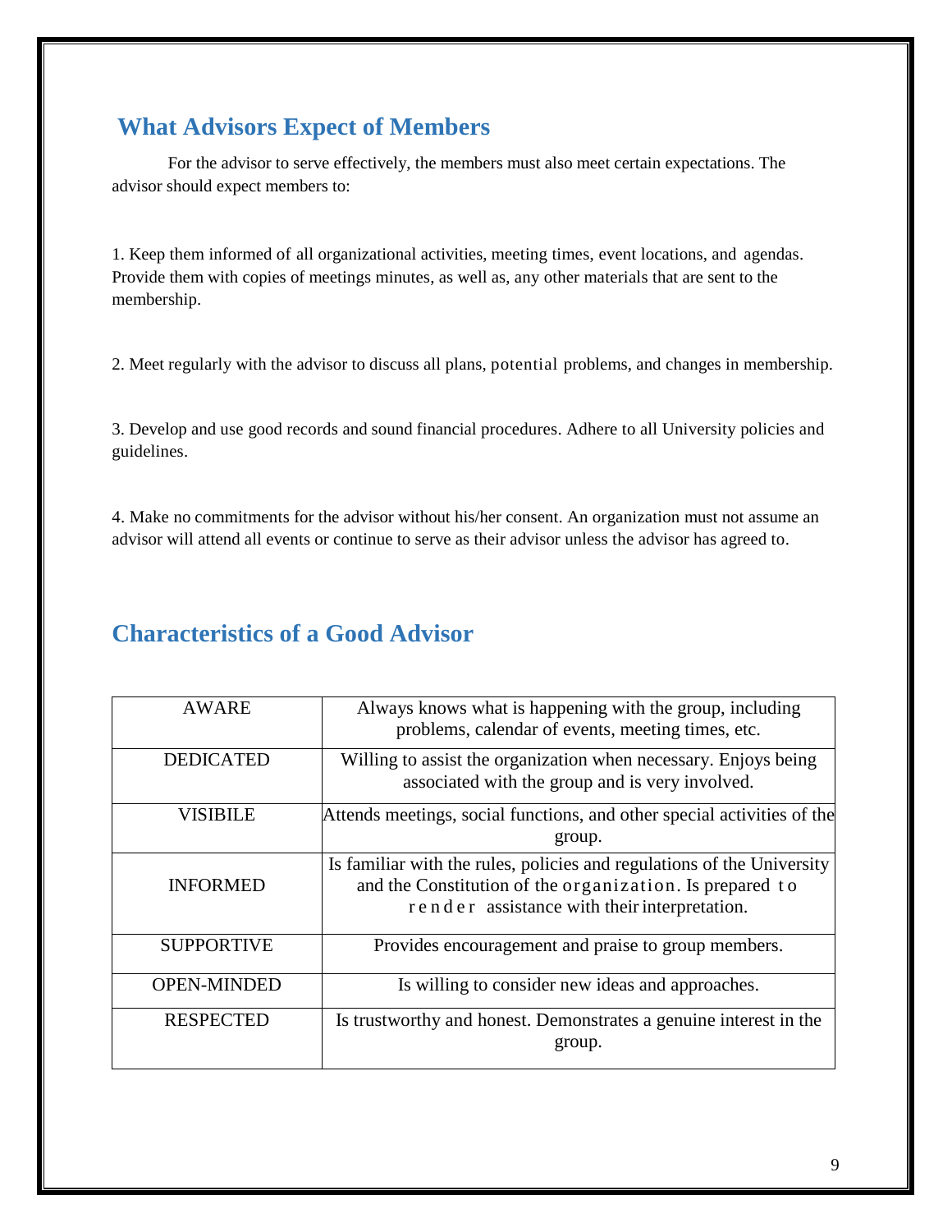## What Advisors Expect of Members

For the advisor to serve effectively, the members must also meet certain expectations. The advisor should expect members to:

1. Keep them informed of all organizational activities, meeting times, event locations, and agendas. Provide them with copies of meetings minutes, as well as, any other materials that are sent to the membership.

2. Meet regularly with the advisor to discuss all plans, potential problems, and changes in membership.

3. Develop and use good records and sound financial procedures. Adhere to all University policies and guidelines.

4. Make no commitments for the advisor without his/her consent. An organization must not assume an advisor will attend all events or continue to serve as their advisor unless the advisor has agreed to.

## Characteristics of a Good Advisor

| | |
|---|---|
| AWARE | Always knows what is happening with the group, including problems, calendar of events, meeting times, etc. |
| DEDICATED | Willing to assist the organization when necessary. Enjoys being associated with the group and is very involved. |
| VISIBILE | Attends meetings, social functions, and other special activities of the group. |
| INFORMED | Is familiar with the rules, policies and regulations of the University and the Constitution of the organization. Is prepared to render assistance with their interpretation. |
| SUPPORTIVE | Provides encouragement and praise to group members. |
| OPEN-MINDED | Is willing to consider new ideas and approaches. |
| RESPECTED | Is trustworthy and honest. Demonstrates a genuine interest in the group. |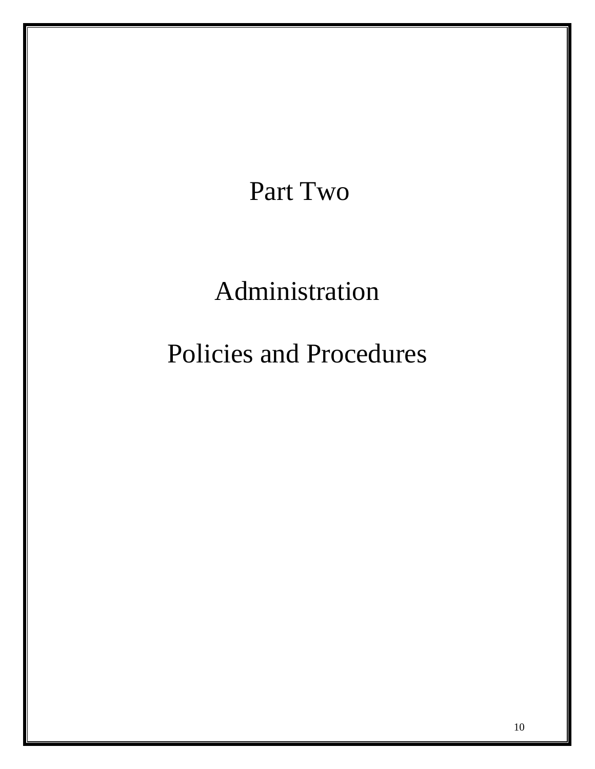# Part Two

# Administration

# Policies and Procedures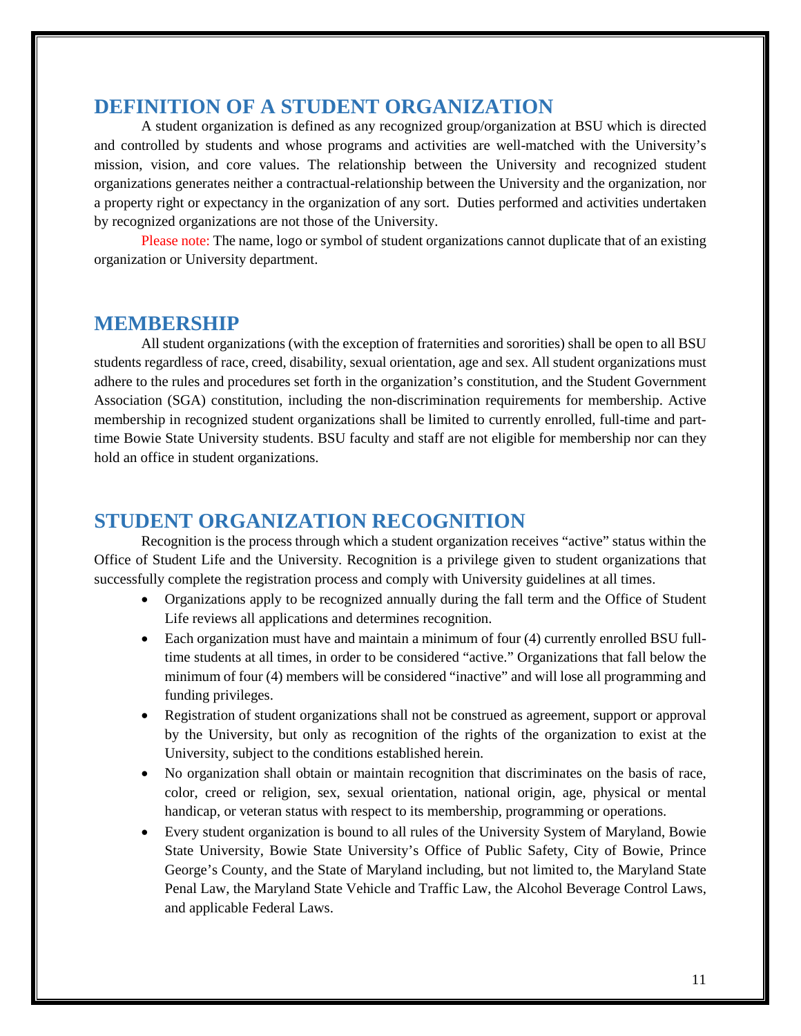## DEFINITION OF A STUDENT ORGANIZATION

A student organization is defined as any recognized group/organization at BSU which is directed and controlled by students and whose programs and activities are well-matched with the University's mission, vision, and core values. The relationship between the University and recognized student organizations generates neither a contractual-relationship between the University and the organization, nor a property right or expectancy in the organization of any sort. Duties performed and activities undertaken by recognized organizations are not those of the University.

Please note: The name, logo or symbol of student organizations cannot duplicate that of an existing organization or University department.

## MEMBERSHIP

All student organizations (with the exception of fraternities and sororities) shall be open to all BSU students regardless of race, creed, disability, sexual orientation, age and sex. All student organizations must adhere to the rules and procedures set forth in the organization's constitution, and the Student Government Association (SGA) constitution, including the non-discrimination requirements for membership. Active membership in recognized student organizations shall be limited to currently enrolled, full-time and part-time Bowie State University students. BSU faculty and staff are not eligible for membership nor can they hold an office in student organizations.

## STUDENT ORGANIZATION RECOGNITION

Recognition is the process through which a student organization receives "active" status within the Office of Student Life and the University. Recognition is a privilege given to student organizations that successfully complete the registration process and comply with University guidelines at all times.

- Organizations apply to be recognized annually during the fall term and the Office of Student Life reviews all applications and determines recognition.
- Each organization must have and maintain a minimum of four (4) currently enrolled BSU full-time students at all times, in order to be considered "active." Organizations that fall below the minimum of four (4) members will be considered "inactive" and will lose all programming and funding privileges.
- Registration of student organizations shall not be construed as agreement, support or approval by the University, but only as recognition of the rights of the organization to exist at the University, subject to the conditions established herein.
- No organization shall obtain or maintain recognition that discriminates on the basis of race, color, creed or religion, sex, sexual orientation, national origin, age, physical or mental handicap, or veteran status with respect to its membership, programming or operations.
- Every student organization is bound to all rules of the University System of Maryland, Bowie State University, Bowie State University's Office of Public Safety, City of Bowie, Prince George's County, and the State of Maryland including, but not limited to, the Maryland State Penal Law, the Maryland State Vehicle and Traffic Law, the Alcohol Beverage Control Laws, and applicable Federal Laws.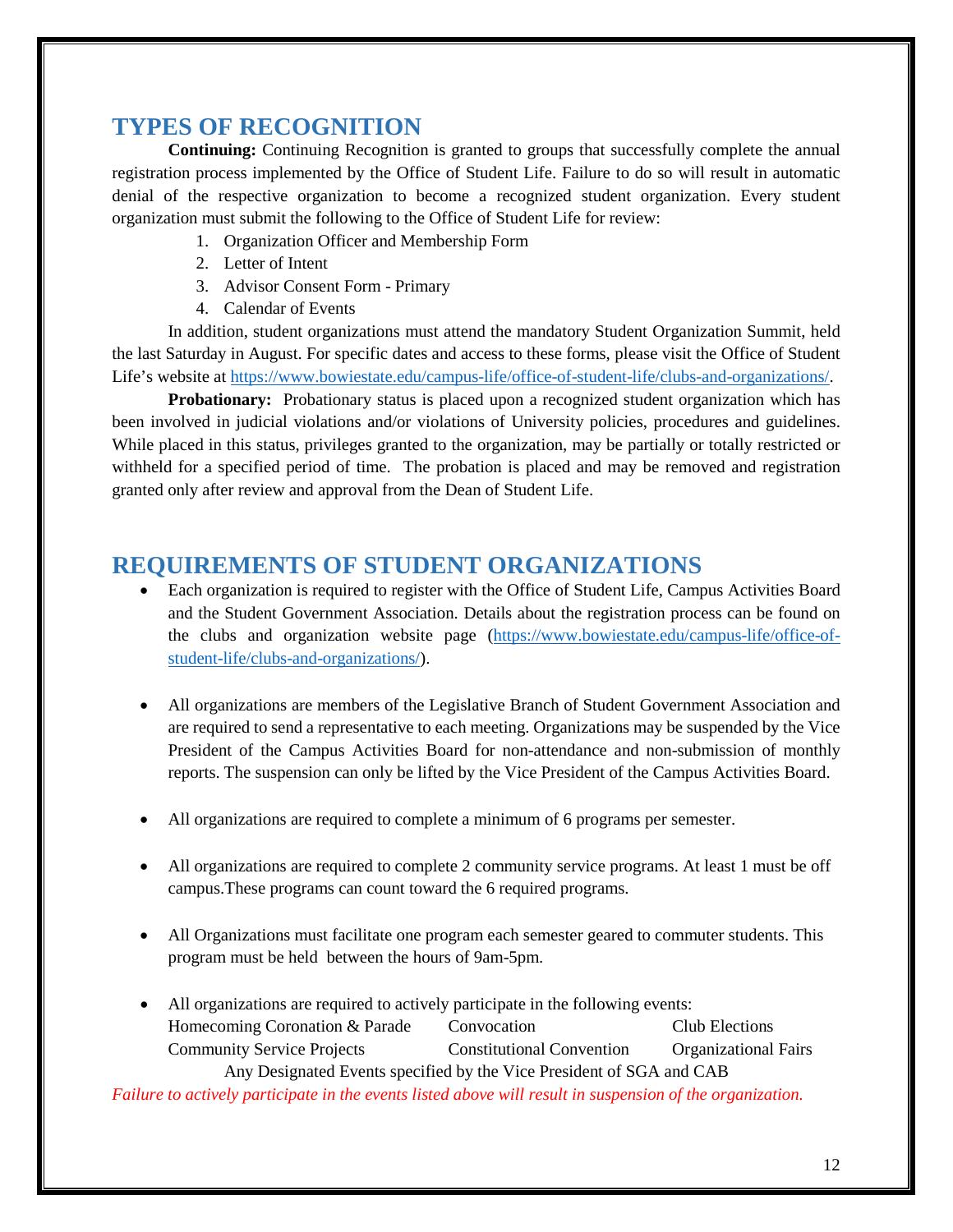## TYPES OF RECOGNITION

**Continuing:** Continuing Recognition is granted to groups that successfully complete the annual registration process implemented by the Office of Student Life. Failure to do so will result in automatic denial of the respective organization to become a recognized student organization. Every student organization must submit the following to the Office of Student Life for review:

1. Organization Officer and Membership Form
2. Letter of Intent
3. Advisor Consent Form - Primary
4. Calendar of Events

In addition, student organizations must attend the mandatory Student Organization Summit, held the last Saturday in August. For specific dates and access to these forms, please visit the Office of Student Life's website at https://www.bowiestate.edu/campus-life/office-of-student-life/clubs-and-organizations/.

**Probationary:** Probationary status is placed upon a recognized student organization which has been involved in judicial violations and/or violations of University policies, procedures and guidelines. While placed in this status, privileges granted to the organization, may be partially or totally restricted or withheld for a specified period of time. The probation is placed and may be removed and registration granted only after review and approval from the Dean of Student Life.

## REQUIREMENTS OF STUDENT ORGANIZATIONS

- Each organization is required to register with the Office of Student Life, Campus Activities Board and the Student Government Association. Details about the registration process can be found on the clubs and organization website page (https://www.bowiestate.edu/campus-life/office-of-student-life/clubs-and-organizations/).

- All organizations are members of the Legislative Branch of Student Government Association and are required to send a representative to each meeting. Organizations may be suspended by the Vice President of the Campus Activities Board for non-attendance and non-submission of monthly reports. The suspension can only be lifted by the Vice President of the Campus Activities Board.

- All organizations are required to complete a minimum of 6 programs per semester.

- All organizations are required to complete 2 community service programs. At least 1 must be off campus.These programs can count toward the 6 required programs.

- All Organizations must facilitate one program each semester geared to commuter students. This program must be held between the hours of 9am-5pm.

- All organizations are required to actively participate in the following events:

  | | | |
  |---|---|---|
  | Homecoming Coronation & Parade | Convocation | Club Elections |
  | Community Service Projects | Constitutional Convention | Organizational Fairs |

  Any Designated Events specified by the Vice President of SGA and CAB

*Failure to actively participate in the events listed above will result in suspension of the organization.*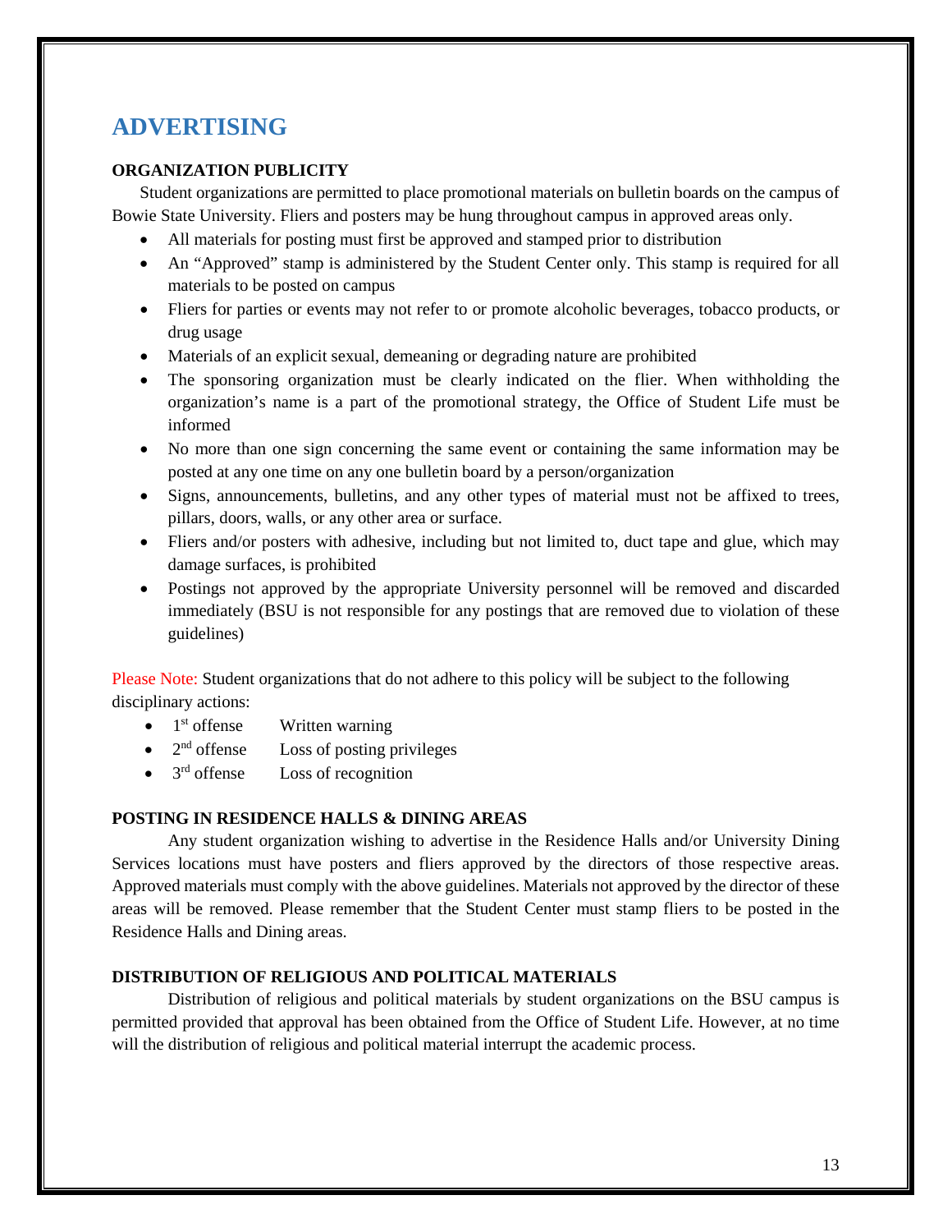# ADVERTISING

**ORGANIZATION PUBLICITY**

Student organizations are permitted to place promotional materials on bulletin boards on the campus of Bowie State University. Fliers and posters may be hung throughout campus in approved areas only.

- All materials for posting must first be approved and stamped prior to distribution
- An "Approved" stamp is administered by the Student Center only. This stamp is required for all materials to be posted on campus
- Fliers for parties or events may not refer to or promote alcoholic beverages, tobacco products, or drug usage
- Materials of an explicit sexual, demeaning or degrading nature are prohibited
- The sponsoring organization must be clearly indicated on the flier. When withholding the organization's name is a part of the promotional strategy, the Office of Student Life must be informed
- No more than one sign concerning the same event or containing the same information may be posted at any one time on any one bulletin board by a person/organization
- Signs, announcements, bulletins, and any other types of material must not be affixed to trees, pillars, doors, walls, or any other area or surface.
- Fliers and/or posters with adhesive, including but not limited to, duct tape and glue, which may damage surfaces, is prohibited
- Postings not approved by the appropriate University personnel will be removed and discarded immediately (BSU is not responsible for any postings that are removed due to violation of these guidelines)

Please Note: Student organizations that do not adhere to this policy will be subject to the following disciplinary actions:

- 1st offense   Written warning
- 2nd offense   Loss of posting privileges
- 3rd offense   Loss of recognition

**POSTING IN RESIDENCE HALLS & DINING AREAS**

Any student organization wishing to advertise in the Residence Halls and/or University Dining Services locations must have posters and fliers approved by the directors of those respective areas. Approved materials must comply with the above guidelines. Materials not approved by the director of these areas will be removed. Please remember that the Student Center must stamp fliers to be posted in the Residence Halls and Dining areas.

**DISTRIBUTION OF RELIGIOUS AND POLITICAL MATERIALS**

Distribution of religious and political materials by student organizations on the BSU campus is permitted provided that approval has been obtained from the Office of Student Life. However, at no time will the distribution of religious and political material interrupt the academic process.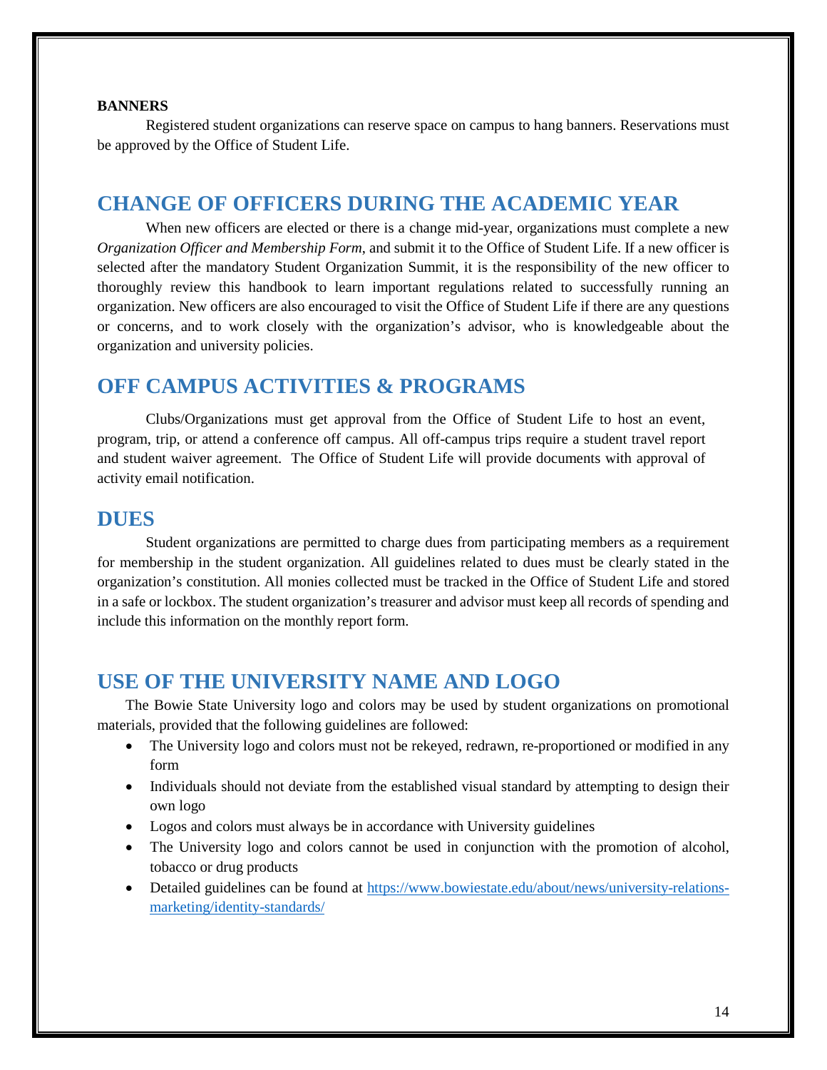**BANNERS**

Registered student organizations can reserve space on campus to hang banners. Reservations must be approved by the Office of Student Life.

## CHANGE OF OFFICERS DURING THE ACADEMIC YEAR

When new officers are elected or there is a change mid-year, organizations must complete a new *Organization Officer and Membership Form*, and submit it to the Office of Student Life. If a new officer is selected after the mandatory Student Organization Summit, it is the responsibility of the new officer to thoroughly review this handbook to learn important regulations related to successfully running an organization. New officers are also encouraged to visit the Office of Student Life if there are any questions or concerns, and to work closely with the organization's advisor, who is knowledgeable about the organization and university policies.

## OFF CAMPUS ACTIVITIES & PROGRAMS

Clubs/Organizations must get approval from the Office of Student Life to host an event, program, trip, or attend a conference off campus. All off-campus trips require a student travel report and student waiver agreement. The Office of Student Life will provide documents with approval of activity email notification.

## DUES

Student organizations are permitted to charge dues from participating members as a requirement for membership in the student organization. All guidelines related to dues must be clearly stated in the organization's constitution. All monies collected must be tracked in the Office of Student Life and stored in a safe or lockbox. The student organization's treasurer and advisor must keep all records of spending and include this information on the monthly report form.

## USE OF THE UNIVERSITY NAME AND LOGO

The Bowie State University logo and colors may be used by student organizations on promotional materials, provided that the following guidelines are followed:

- The University logo and colors must not be rekeyed, redrawn, re-proportioned or modified in any form
- Individuals should not deviate from the established visual standard by attempting to design their own logo
- Logos and colors must always be in accordance with University guidelines
- The University logo and colors cannot be used in conjunction with the promotion of alcohol, tobacco or drug products
- Detailed guidelines can be found at https://www.bowiestate.edu/about/news/university-relations-marketing/identity-standards/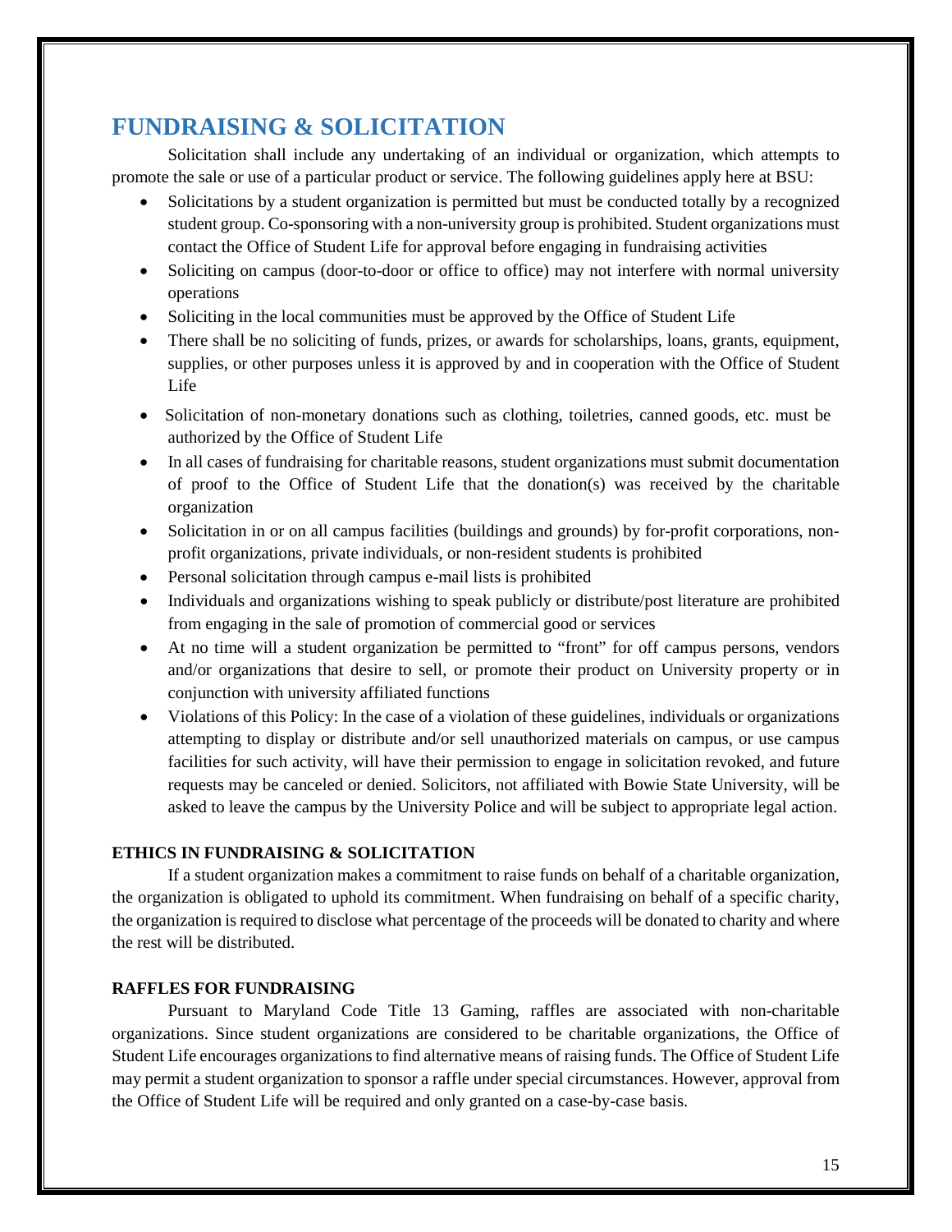# FUNDRAISING & SOLICITATION

Solicitation shall include any undertaking of an individual or organization, which attempts to promote the sale or use of a particular product or service. The following guidelines apply here at BSU:

- Solicitations by a student organization is permitted but must be conducted totally by a recognized student group. Co-sponsoring with a non-university group is prohibited. Student organizations must contact the Office of Student Life for approval before engaging in fundraising activities
- Soliciting on campus (door-to-door or office to office) may not interfere with normal university operations
- Soliciting in the local communities must be approved by the Office of Student Life
- There shall be no soliciting of funds, prizes, or awards for scholarships, loans, grants, equipment, supplies, or other purposes unless it is approved by and in cooperation with the Office of Student Life
- Solicitation of non-monetary donations such as clothing, toiletries, canned goods, etc. must be authorized by the Office of Student Life
- In all cases of fundraising for charitable reasons, student organizations must submit documentation of proof to the Office of Student Life that the donation(s) was received by the charitable organization
- Solicitation in or on all campus facilities (buildings and grounds) by for-profit corporations, non-profit organizations, private individuals, or non-resident students is prohibited
- Personal solicitation through campus e-mail lists is prohibited
- Individuals and organizations wishing to speak publicly or distribute/post literature are prohibited from engaging in the sale of promotion of commercial good or services
- At no time will a student organization be permitted to "front" for off campus persons, vendors and/or organizations that desire to sell, or promote their product on University property or in conjunction with university affiliated functions
- Violations of this Policy: In the case of a violation of these guidelines, individuals or organizations attempting to display or distribute and/or sell unauthorized materials on campus, or use campus facilities for such activity, will have their permission to engage in solicitation revoked, and future requests may be canceled or denied. Solicitors, not affiliated with Bowie State University, will be asked to leave the campus by the University Police and will be subject to appropriate legal action.

### ETHICS IN FUNDRAISING & SOLICITATION

If a student organization makes a commitment to raise funds on behalf of a charitable organization, the organization is obligated to uphold its commitment. When fundraising on behalf of a specific charity, the organization is required to disclose what percentage of the proceeds will be donated to charity and where the rest will be distributed.

### RAFFLES FOR FUNDRAISING

Pursuant to Maryland Code Title 13 Gaming, raffles are associated with non-charitable organizations. Since student organizations are considered to be charitable organizations, the Office of Student Life encourages organizations to find alternative means of raising funds. The Office of Student Life may permit a student organization to sponsor a raffle under special circumstances. However, approval from the Office of Student Life will be required and only granted on a case-by-case basis.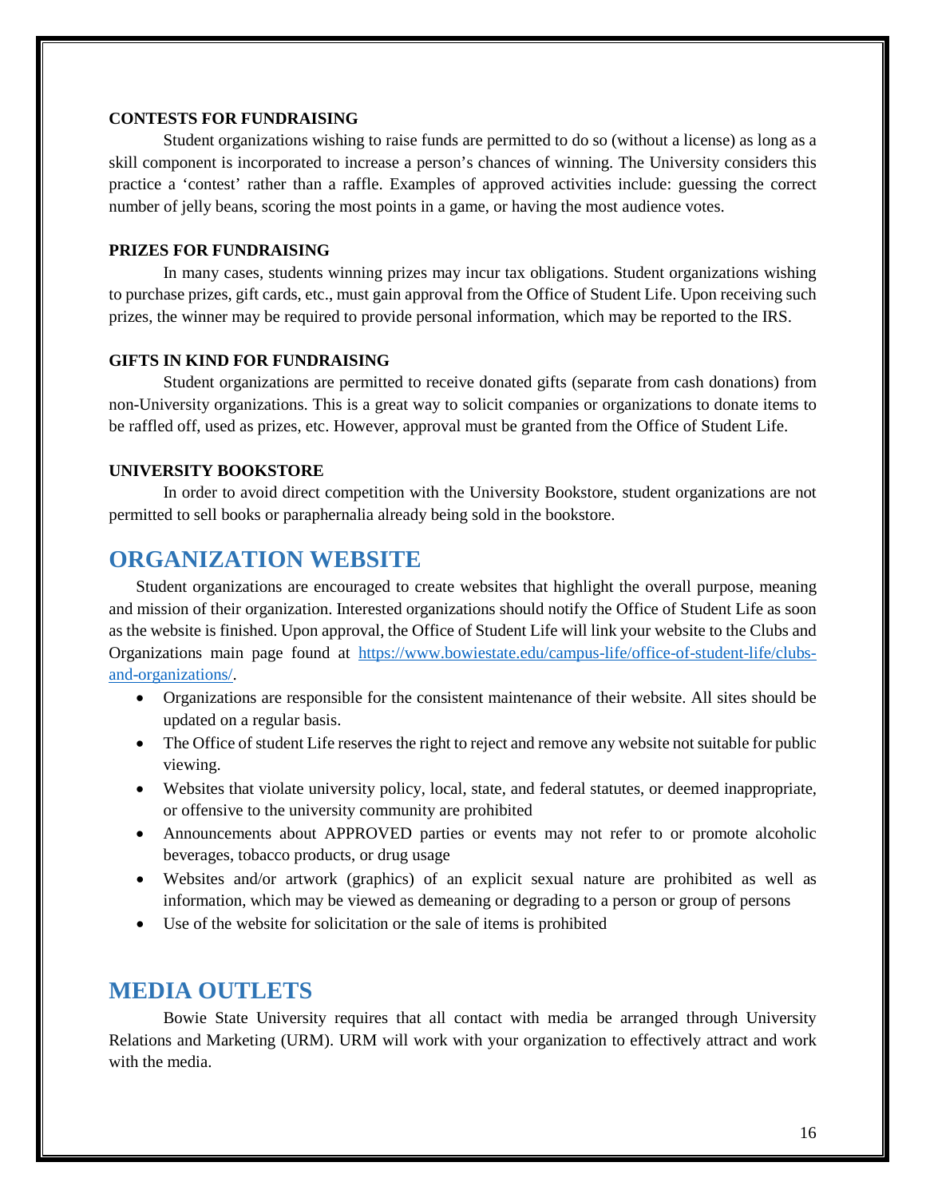**CONTESTS FOR FUNDRAISING**

Student organizations wishing to raise funds are permitted to do so (without a license) as long as a skill component is incorporated to increase a person's chances of winning. The University considers this practice a 'contest' rather than a raffle. Examples of approved activities include: guessing the correct number of jelly beans, scoring the most points in a game, or having the most audience votes.

**PRIZES FOR FUNDRAISING**

In many cases, students winning prizes may incur tax obligations. Student organizations wishing to purchase prizes, gift cards, etc., must gain approval from the Office of Student Life. Upon receiving such prizes, the winner may be required to provide personal information, which may be reported to the IRS.

**GIFTS IN KIND FOR FUNDRAISING**

Student organizations are permitted to receive donated gifts (separate from cash donations) from non-University organizations. This is a great way to solicit companies or organizations to donate items to be raffled off, used as prizes, etc. However, approval must be granted from the Office of Student Life.

**UNIVERSITY BOOKSTORE**

In order to avoid direct competition with the University Bookstore, student organizations are not permitted to sell books or paraphernalia already being sold in the bookstore.

## ORGANIZATION WEBSITE

Student organizations are encouraged to create websites that highlight the overall purpose, meaning and mission of their organization. Interested organizations should notify the Office of Student Life as soon as the website is finished. Upon approval, the Office of Student Life will link your website to the Clubs and Organizations main page found at https://www.bowiestate.edu/campus-life/office-of-student-life/clubs-and-organizations/.

- Organizations are responsible for the consistent maintenance of their website. All sites should be updated on a regular basis.
- The Office of student Life reserves the right to reject and remove any website not suitable for public viewing.
- Websites that violate university policy, local, state, and federal statutes, or deemed inappropriate, or offensive to the university community are prohibited
- Announcements about APPROVED parties or events may not refer to or promote alcoholic beverages, tobacco products, or drug usage
- Websites and/or artwork (graphics) of an explicit sexual nature are prohibited as well as information, which may be viewed as demeaning or degrading to a person or group of persons
- Use of the website for solicitation or the sale of items is prohibited

## MEDIA OUTLETS

Bowie State University requires that all contact with media be arranged through University Relations and Marketing (URM). URM will work with your organization to effectively attract and work with the media.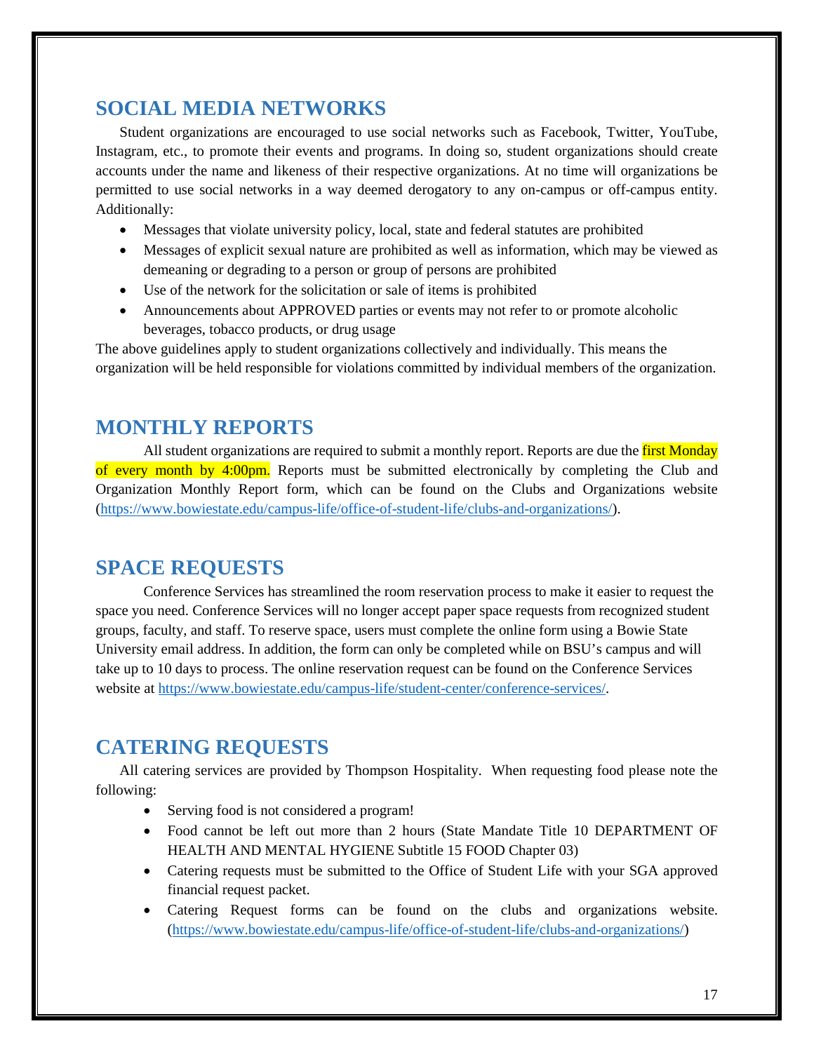## SOCIAL MEDIA NETWORKS

Student organizations are encouraged to use social networks such as Facebook, Twitter, YouTube, Instagram, etc., to promote their events and programs. In doing so, student organizations should create accounts under the name and likeness of their respective organizations. At no time will organizations be permitted to use social networks in a way deemed derogatory to any on-campus or off-campus entity. Additionally:

- Messages that violate university policy, local, state and federal statutes are prohibited
- Messages of explicit sexual nature are prohibited as well as information, which may be viewed as demeaning or degrading to a person or group of persons are prohibited
- Use of the network for the solicitation or sale of items is prohibited
- Announcements about APPROVED parties or events may not refer to or promote alcoholic beverages, tobacco products, or drug usage

The above guidelines apply to student organizations collectively and individually. This means the organization will be held responsible for violations committed by individual members of the organization.

## MONTHLY REPORTS

All student organizations are required to submit a monthly report. Reports are due the first Monday of every month by 4:00pm. Reports must be submitted electronically by completing the Club and Organization Monthly Report form, which can be found on the Clubs and Organizations website (https://www.bowiestate.edu/campus-life/office-of-student-life/clubs-and-organizations/).

## SPACE REQUESTS

Conference Services has streamlined the room reservation process to make it easier to request the space you need. Conference Services will no longer accept paper space requests from recognized student groups, faculty, and staff. To reserve space, users must complete the online form using a Bowie State University email address. In addition, the form can only be completed while on BSU's campus and will take up to 10 days to process. The online reservation request can be found on the Conference Services website at https://www.bowiestate.edu/campus-life/student-center/conference-services/.

## CATERING REQUESTS

All catering services are provided by Thompson Hospitality. When requesting food please note the following:

- Serving food is not considered a program!
- Food cannot be left out more than 2 hours (State Mandate Title 10 DEPARTMENT OF HEALTH AND MENTAL HYGIENE Subtitle 15 FOOD Chapter 03)
- Catering requests must be submitted to the Office of Student Life with your SGA approved financial request packet.
- Catering Request forms can be found on the clubs and organizations website. (https://www.bowiestate.edu/campus-life/office-of-student-life/clubs-and-organizations/)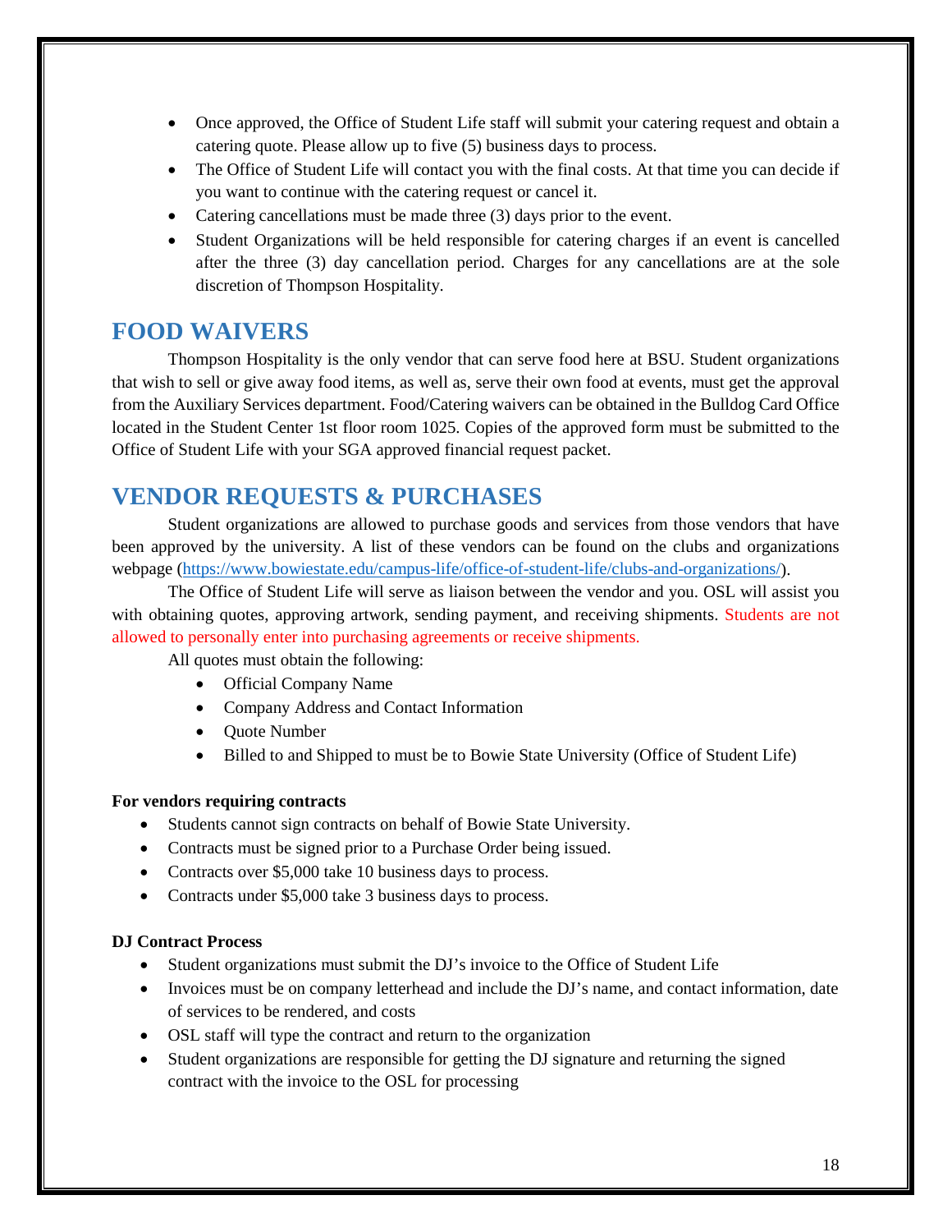- Once approved, the Office of Student Life staff will submit your catering request and obtain a catering quote. Please allow up to five (5) business days to process.
- The Office of Student Life will contact you with the final costs. At that time you can decide if you want to continue with the catering request or cancel it.
- Catering cancellations must be made three (3) days prior to the event.
- Student Organizations will be held responsible for catering charges if an event is cancelled after the three (3) day cancellation period. Charges for any cancellations are at the sole discretion of Thompson Hospitality.

## FOOD WAIVERS

Thompson Hospitality is the only vendor that can serve food here at BSU. Student organizations that wish to sell or give away food items, as well as, serve their own food at events, must get the approval from the Auxiliary Services department. Food/Catering waivers can be obtained in the Bulldog Card Office located in the Student Center 1st floor room 1025. Copies of the approved form must be submitted to the Office of Student Life with your SGA approved financial request packet.

## VENDOR REQUESTS & PURCHASES

Student organizations are allowed to purchase goods and services from those vendors that have been approved by the university. A list of these vendors can be found on the clubs and organizations webpage (https://www.bowiestate.edu/campus-life/office-of-student-life/clubs-and-organizations/).

The Office of Student Life will serve as liaison between the vendor and you. OSL will assist you with obtaining quotes, approving artwork, sending payment, and receiving shipments. Students are not allowed to personally enter into purchasing agreements or receive shipments.

All quotes must obtain the following:

- Official Company Name
- Company Address and Contact Information
- Quote Number
- Billed to and Shipped to must be to Bowie State University (Office of Student Life)

**For vendors requiring contracts**

- Students cannot sign contracts on behalf of Bowie State University.
- Contracts must be signed prior to a Purchase Order being issued.
- Contracts over $5,000 take 10 business days to process.
- Contracts under $5,000 take 3 business days to process.

**DJ Contract Process**

- Student organizations must submit the DJ's invoice to the Office of Student Life
- Invoices must be on company letterhead and include the DJ's name, and contact information, date of services to be rendered, and costs
- OSL staff will type the contract and return to the organization
- Student organizations are responsible for getting the DJ signature and returning the signed contract with the invoice to the OSL for processing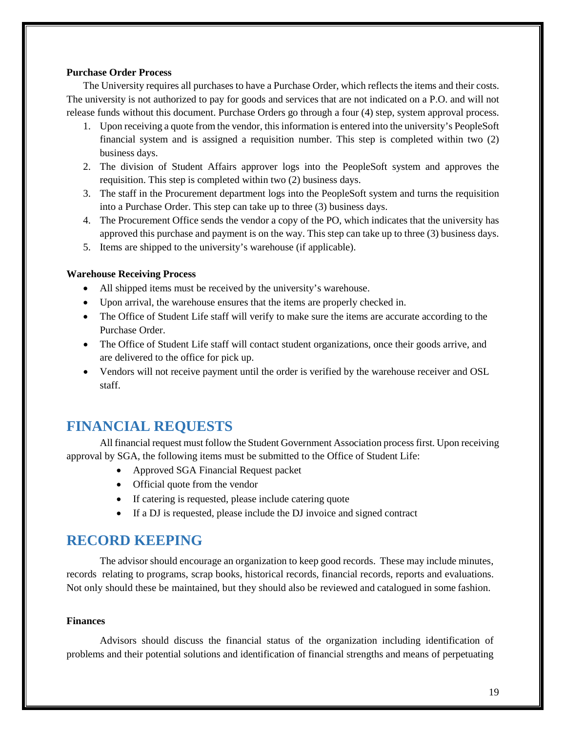**Purchase Order Process**

The University requires all purchases to have a Purchase Order, which reflects the items and their costs. The university is not authorized to pay for goods and services that are not indicated on a P.O. and will not release funds without this document. Purchase Orders go through a four (4) step, system approval process.

1. Upon receiving a quote from the vendor, this information is entered into the university's PeopleSoft financial system and is assigned a requisition number. This step is completed within two (2) business days.
2. The division of Student Affairs approver logs into the PeopleSoft system and approves the requisition. This step is completed within two (2) business days.
3. The staff in the Procurement department logs into the PeopleSoft system and turns the requisition into a Purchase Order. This step can take up to three (3) business days.
4. The Procurement Office sends the vendor a copy of the PO, which indicates that the university has approved this purchase and payment is on the way. This step can take up to three (3) business days.
5. Items are shipped to the university's warehouse (if applicable).

**Warehouse Receiving Process**

- All shipped items must be received by the university's warehouse.
- Upon arrival, the warehouse ensures that the items are properly checked in.
- The Office of Student Life staff will verify to make sure the items are accurate according to the Purchase Order.
- The Office of Student Life staff will contact student organizations, once their goods arrive, and are delivered to the office for pick up.
- Vendors will not receive payment until the order is verified by the warehouse receiver and OSL staff.

## FINANCIAL REQUESTS

All financial request must follow the Student Government Association process first. Upon receiving approval by SGA, the following items must be submitted to the Office of Student Life:

- Approved SGA Financial Request packet
- Official quote from the vendor
- If catering is requested, please include catering quote
- If a DJ is requested, please include the DJ invoice and signed contract

## RECORD KEEPING

The advisor should encourage an organization to keep good records. These may include minutes, records relating to programs, scrap books, historical records, financial records, reports and evaluations. Not only should these be maintained, but they should also be reviewed and catalogued in some fashion.

**Finances**

Advisors should discuss the financial status of the organization including identification of problems and their potential solutions and identification of financial strengths and means of perpetuating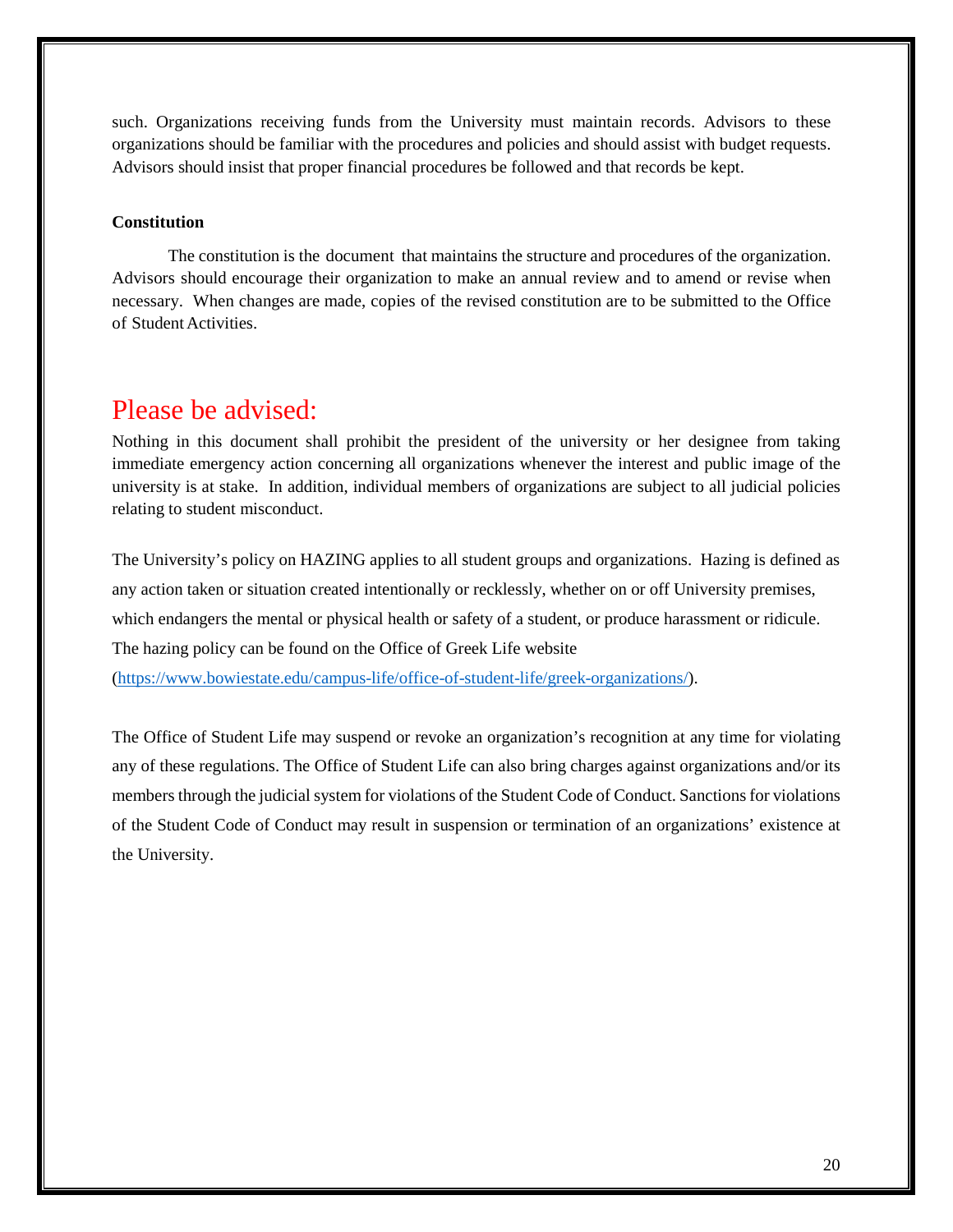such. Organizations receiving funds from the University must maintain records. Advisors to these organizations should be familiar with the procedures and policies and should assist with budget requests. Advisors should insist that proper financial procedures be followed and that records be kept.

**Constitution**

The constitution is the document that maintains the structure and procedures of the organization. Advisors should encourage their organization to make an annual review and to amend or revise when necessary. When changes are made, copies of the revised constitution are to be submitted to the Office of Student Activities.

## Please be advised:

Nothing in this document shall prohibit the president of the university or her designee from taking immediate emergency action concerning all organizations whenever the interest and public image of the university is at stake. In addition, individual members of organizations are subject to all judicial policies relating to student misconduct.

The University's policy on HAZING applies to all student groups and organizations. Hazing is defined as any action taken or situation created intentionally or recklessly, whether on or off University premises, which endangers the mental or physical health or safety of a student, or produce harassment or ridicule. The hazing policy can be found on the Office of Greek Life website (https://www.bowiestate.edu/campus-life/office-of-student-life/greek-organizations/).

The Office of Student Life may suspend or revoke an organization's recognition at any time for violating any of these regulations. The Office of Student Life can also bring charges against organizations and/or its members through the judicial system for violations of the Student Code of Conduct. Sanctions for violations of the Student Code of Conduct may result in suspension or termination of an organizations' existence at the University.